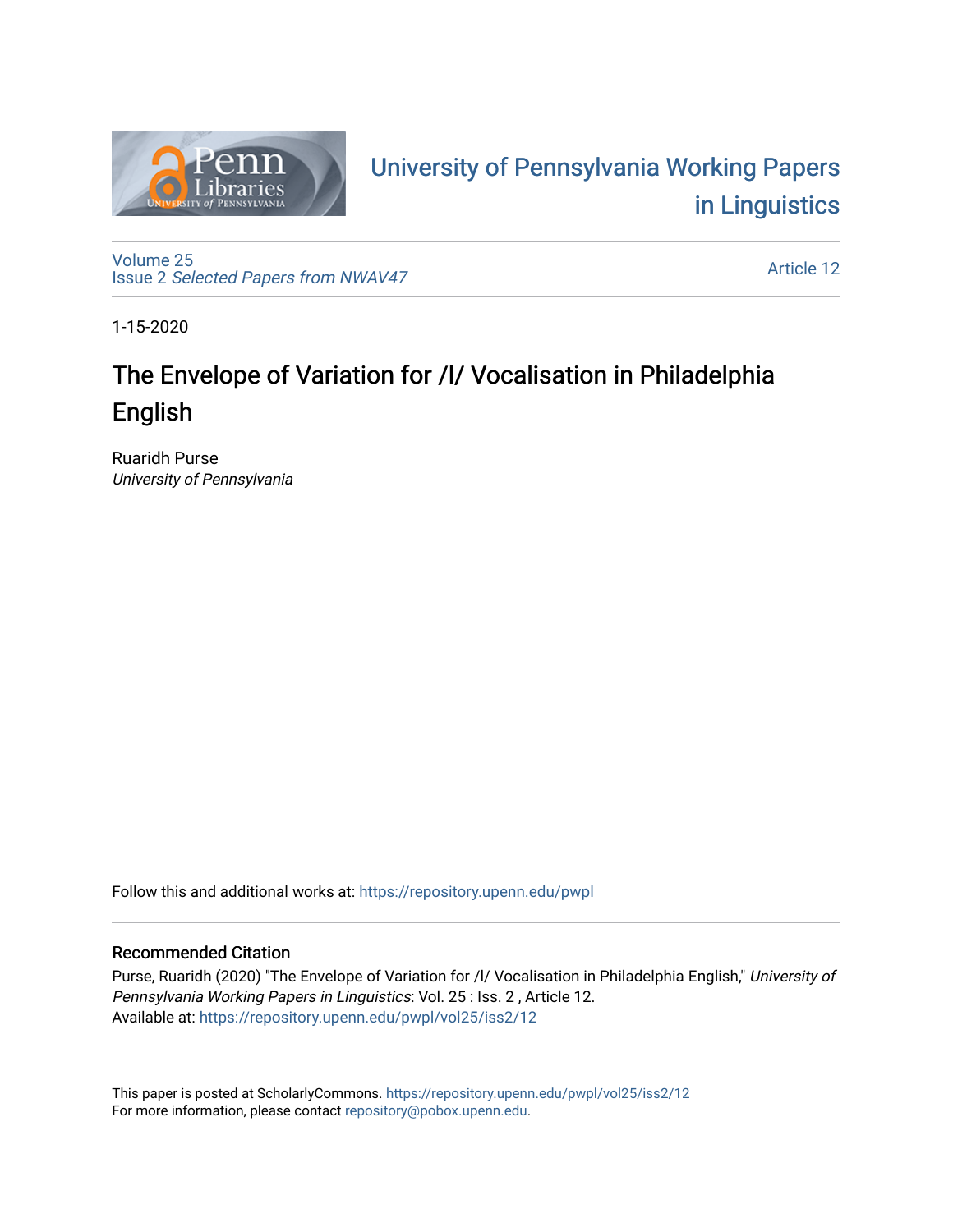University of Pennsylvania Working Papers in Linguistics

Volume 25
Issue 2 *Selected Papers from NWAV47*

Article 12

1-15-2020

# The Envelope of Variation for /l/ Vocalisation in Philadelphia English

Ruaridh Purse
*University of Pennsylvania*

Follow this and additional works at: https://repository.upenn.edu/pwpl

## Recommended Citation

Purse, Ruaridh (2020) "The Envelope of Variation for /l/ Vocalisation in Philadelphia English," *University of Pennsylvania Working Papers in Linguistics*: Vol. 25 : Iss. 2 , Article 12.
Available at: https://repository.upenn.edu/pwpl/vol25/iss2/12

This paper is posted at ScholarlyCommons. https://repository.upenn.edu/pwpl/vol25/iss2/12
For more information, please contact repository@pobox.upenn.edu.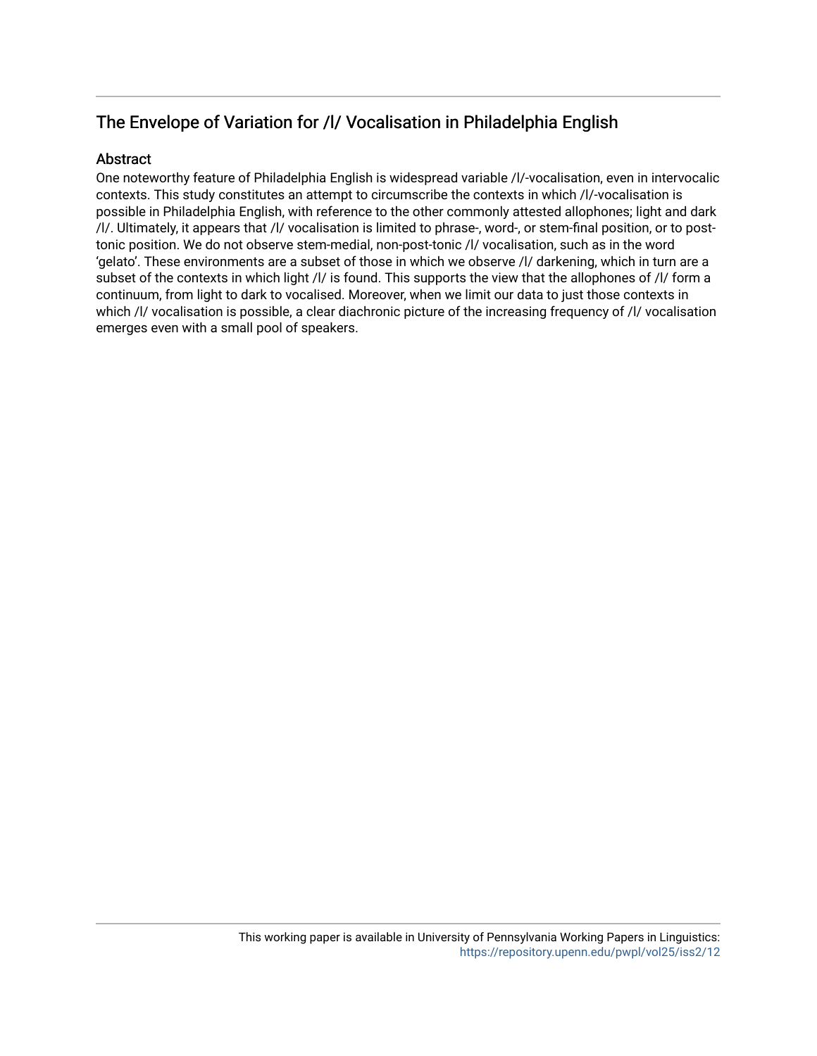## The Envelope of Variation for /l/ Vocalisation in Philadelphia English

### Abstract

One noteworthy feature of Philadelphia English is widespread variable /l/-vocalisation, even in intervocalic contexts. This study constitutes an attempt to circumscribe the contexts in which /l/-vocalisation is possible in Philadelphia English, with reference to the other commonly attested allophones; light and dark /l/. Ultimately, it appears that /l/ vocalisation is limited to phrase-, word-, or stem-final position, or to post-tonic position. We do not observe stem-medial, non-post-tonic /l/ vocalisation, such as in the word 'gelato'. These environments are a subset of those in which we observe /l/ darkening, which in turn are a subset of the contexts in which light /l/ is found. This supports the view that the allophones of /l/ form a continuum, from light to dark to vocalised. Moreover, when we limit our data to just those contexts in which /l/ vocalisation is possible, a clear diachronic picture of the increasing frequency of /l/ vocalisation emerges even with a small pool of speakers.

This working paper is available in University of Pennsylvania Working Papers in Linguistics: https://repository.upenn.edu/pwpl/vol25/iss2/12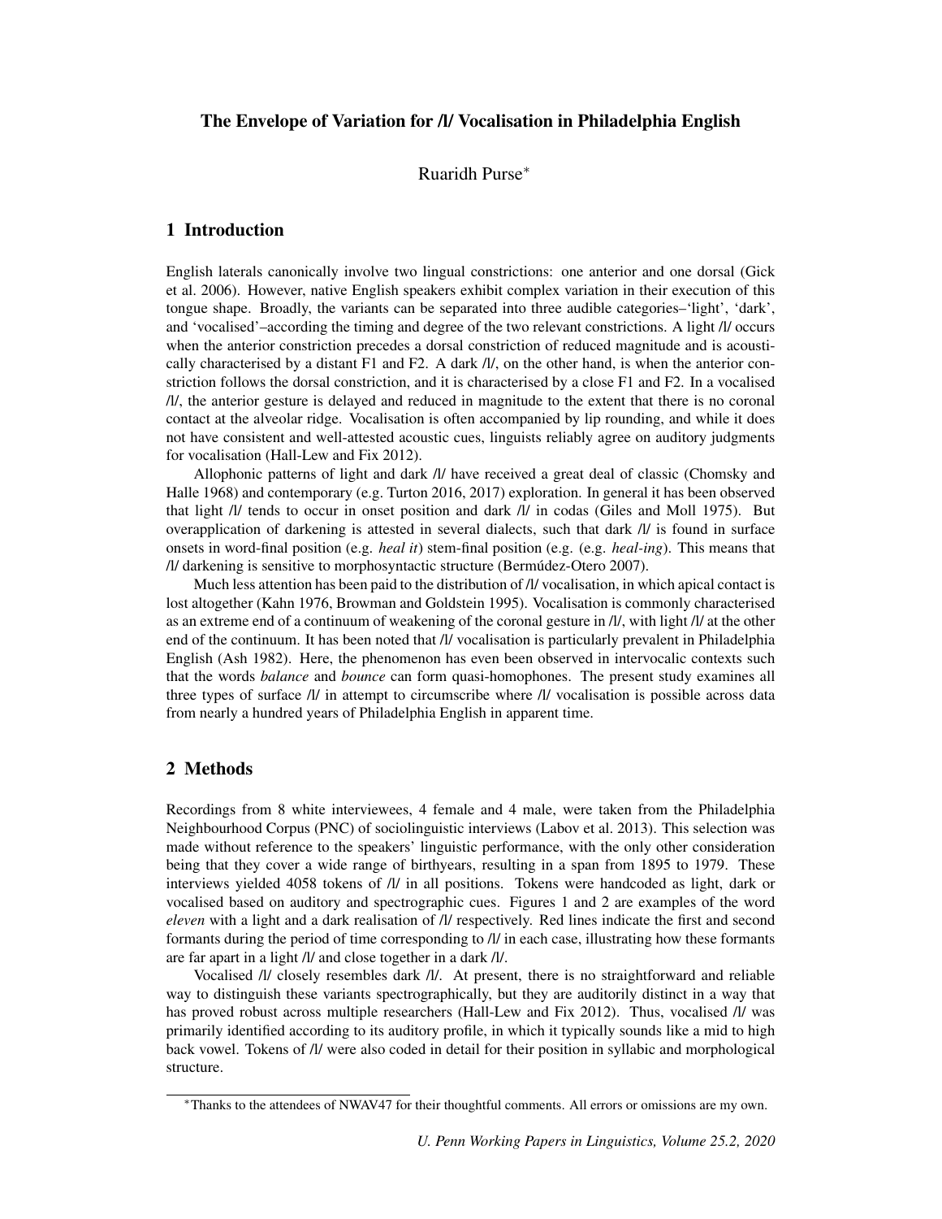# The Envelope of Variation for /l/ Vocalisation in Philadelphia English

Ruaridh Purse*

## 1 Introduction

English laterals canonically involve two lingual constrictions: one anterior and one dorsal (Gick et al. 2006). However, native English speakers exhibit complex variation in their execution of this tongue shape. Broadly, the variants can be separated into three audible categories–'light', 'dark', and 'vocalised'–according the timing and degree of the two relevant constrictions. A light /l/ occurs when the anterior constriction precedes a dorsal constriction of reduced magnitude and is acoustically characterised by a distant F1 and F2. A dark /l/, on the other hand, is when the anterior constriction follows the dorsal constriction, and it is characterised by a close F1 and F2. In a vocalised /l/, the anterior gesture is delayed and reduced in magnitude to the extent that there is no coronal contact at the alveolar ridge. Vocalisation is often accompanied by lip rounding, and while it does not have consistent and well-attested acoustic cues, linguists reliably agree on auditory judgments for vocalisation (Hall-Lew and Fix 2012).

Allophonic patterns of light and dark /l/ have received a great deal of classic (Chomsky and Halle 1968) and contemporary (e.g. Turton 2016, 2017) exploration. In general it has been observed that light /l/ tends to occur in onset position and dark /l/ in codas (Giles and Moll 1975). But overapplication of darkening is attested in several dialects, such that dark /l/ is found in surface onsets in word-final position (e.g. *heal it*) stem-final position (e.g. (e.g. *heal-ing*). This means that /l/ darkening is sensitive to morphosyntactic structure (Bermúdez-Otero 2007).

Much less attention has been paid to the distribution of /l/ vocalisation, in which apical contact is lost altogether (Kahn 1976, Browman and Goldstein 1995). Vocalisation is commonly characterised as an extreme end of a continuum of weakening of the coronal gesture in /l/, with light /l/ at the other end of the continuum. It has been noted that /l/ vocalisation is particularly prevalent in Philadelphia English (Ash 1982). Here, the phenomenon has even been observed in intervocalic contexts such that the words *balance* and *bounce* can form quasi-homophones. The present study examines all three types of surface /l/ in attempt to circumscribe where /l/ vocalisation is possible across data from nearly a hundred years of Philadelphia English in apparent time.

## 2 Methods

Recordings from 8 white interviewees, 4 female and 4 male, were taken from the Philadelphia Neighbourhood Corpus (PNC) of sociolinguistic interviews (Labov et al. 2013). This selection was made without reference to the speakers' linguistic performance, with the only other consideration being that they cover a wide range of birthyears, resulting in a span from 1895 to 1979. These interviews yielded 4058 tokens of /l/ in all positions. Tokens were handcoded as light, dark or vocalised based on auditory and spectrographic cues. Figures 1 and 2 are examples of the word *eleven* with a light and a dark realisation of /l/ respectively. Red lines indicate the first and second formants during the period of time corresponding to /l/ in each case, illustrating how these formants are far apart in a light /l/ and close together in a dark /l/.

Vocalised /l/ closely resembles dark /l/. At present, there is no straightforward and reliable way to distinguish these variants spectrographically, but they are auditorily distinct in a way that has proved robust across multiple researchers (Hall-Lew and Fix 2012). Thus, vocalised /l/ was primarily identified according to its auditory profile, in which it typically sounds like a mid to high back vowel. Tokens of /l/ were also coded in detail for their position in syllabic and morphological structure.

*Thanks to the attendees of NWAV47 for their thoughtful comments. All errors or omissions are my own.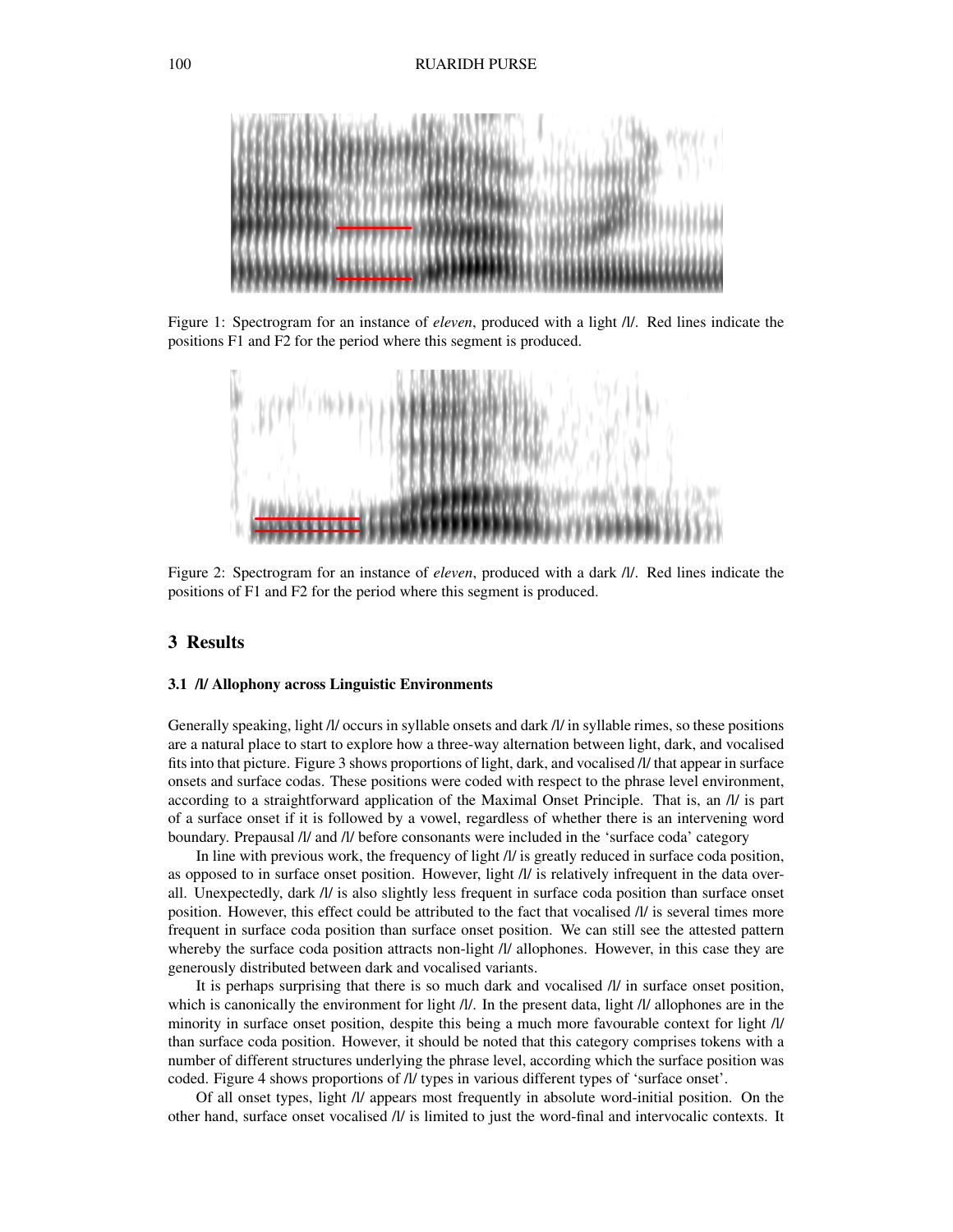Figure 1: Spectrogram for an instance of *eleven*, produced with a light /l/. Red lines indicate the positions F1 and F2 for the period where this segment is produced.

Figure 2: Spectrogram for an instance of *eleven*, produced with a dark /l/. Red lines indicate the positions of F1 and F2 for the period where this segment is produced.

## 3 Results

### 3.1 /l/ Allophony across Linguistic Environments

Generally speaking, light /l/ occurs in syllable onsets and dark /l/ in syllable rimes, so these positions are a natural place to start to explore how a three-way alternation between light, dark, and vocalised fits into that picture. Figure 3 shows proportions of light, dark, and vocalised /l/ that appear in surface onsets and surface codas. These positions were coded with respect to the phrase level environment, according to a straightforward application of the Maximal Onset Principle. That is, an /l/ is part of a surface onset if it is followed by a vowel, regardless of whether there is an intervening word boundary. Prepausal /l/ and /l/ before consonants were included in the 'surface coda' category

In line with previous work, the frequency of light /l/ is greatly reduced in surface coda position, as opposed to in surface onset position. However, light /l/ is relatively infrequent in the data overall. Unexpectedly, dark /l/ is also slightly less frequent in surface coda position than surface onset position. However, this effect could be attributed to the fact that vocalised /l/ is several times more frequent in surface coda position than surface onset position. We can still see the attested pattern whereby the surface coda position attracts non-light /l/ allophones. However, in this case they are generously distributed between dark and vocalised variants.

It is perhaps surprising that there is so much dark and vocalised /l/ in surface onset position, which is canonically the environment for light /l/. In the present data, light /l/ allophones are in the minority in surface onset position, despite this being a much more favourable context for light /l/ than surface coda position. However, it should be noted that this category comprises tokens with a number of different structures underlying the phrase level, according which the surface position was coded. Figure 4 shows proportions of /l/ types in various different types of 'surface onset'.

Of all onset types, light /l/ appears most frequently in absolute word-initial position. On the other hand, surface onset vocalised /l/ is limited to just the word-final and intervocalic contexts. It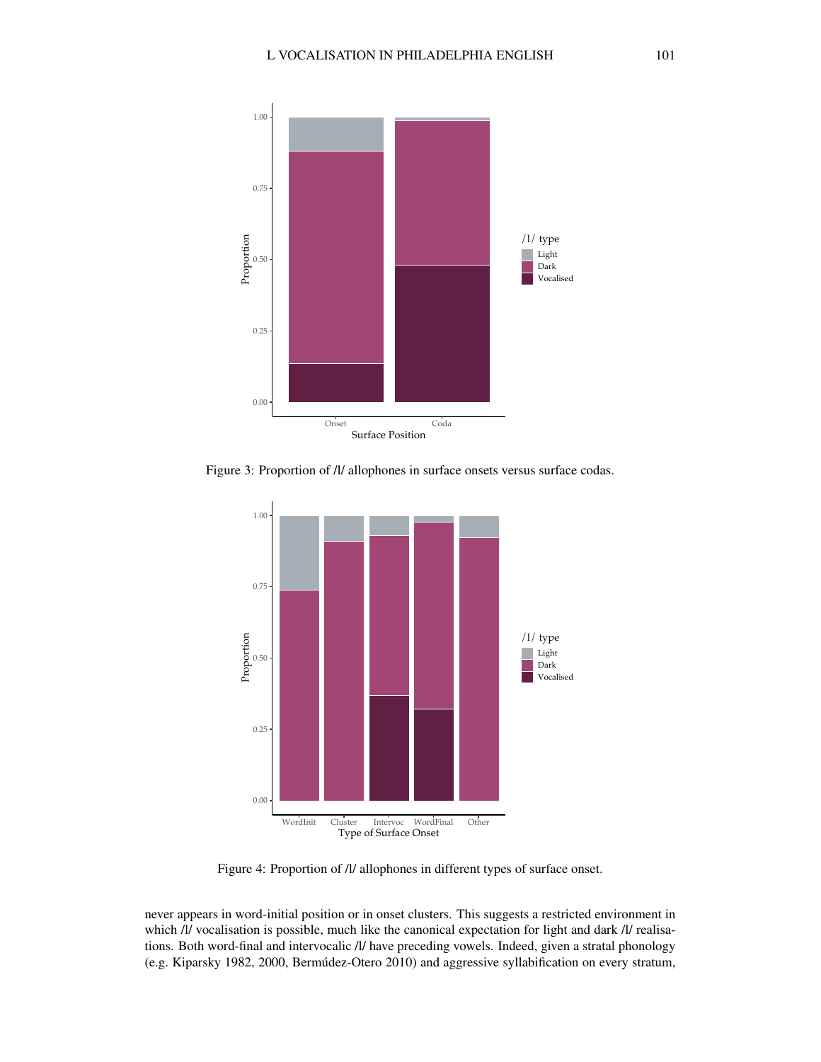Figure 3: Proportion of /l/ allophones in surface onsets versus surface codas.

Figure 4: Proportion of /l/ allophones in different types of surface onset.

never appears in word-initial position or in onset clusters. This suggests a restricted environment in which /l/ vocalisation is possible, much like the canonical expectation for light and dark /l/ realisations. Both word-final and intervocalic /l/ have preceding vowels. Indeed, given a stratal phonology (e.g. Kiparsky 1982, 2000, Bermúdez-Otero 2010) and aggressive syllabification on every stratum,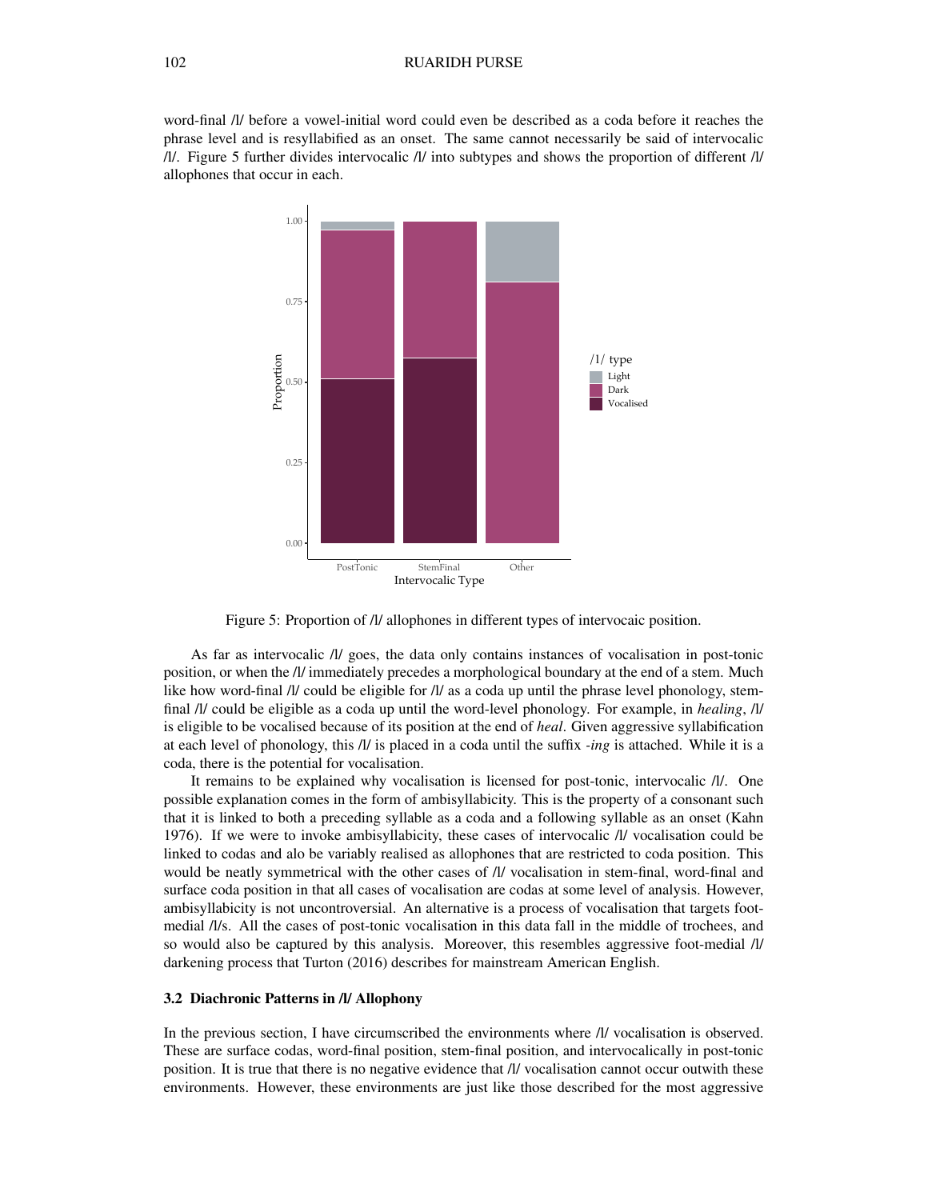word-final /l/ before a vowel-initial word could even be described as a coda before it reaches the phrase level and is resyllabified as an onset. The same cannot necessarily be said of intervocalic /l/. Figure 5 further divides intervocalic /l/ into subtypes and shows the proportion of different /l/ allophones that occur in each.

Figure 5: Proportion of /l/ allophones in different types of intervocaic position.

As far as intervocalic /l/ goes, the data only contains instances of vocalisation in post-tonic position, or when the /l/ immediately precedes a morphological boundary at the end of a stem. Much like how word-final /l/ could be eligible for /l/ as a coda up until the phrase level phonology, stem-final /l/ could be eligible as a coda up until the word-level phonology. For example, in *healing*, /l/ is eligible to be vocalised because of its position at the end of *heal*. Given aggressive syllabification at each level of phonology, this /l/ is placed in a coda until the suffix *-ing* is attached. While it is a coda, there is the potential for vocalisation.

It remains to be explained why vocalisation is licensed for post-tonic, intervocalic /l/. One possible explanation comes in the form of ambisyllabicity. This is the property of a consonant such that it is linked to both a preceding syllable as a coda and a following syllable as an onset (Kahn 1976). If we were to invoke ambisyllabicity, these cases of intervocalic /l/ vocalisation could be linked to codas and alo be variably realised as allophones that are restricted to coda position. This would be neatly symmetrical with the other cases of /l/ vocalisation in stem-final, word-final and surface coda position in that all cases of vocalisation are codas at some level of analysis. However, ambisyllabicity is not uncontroversial. An alternative is a process of vocalisation that targets foot-medial /l/s. All the cases of post-tonic vocalisation in this data fall in the middle of trochees, and so would also be captured by this analysis. Moreover, this resembles aggressive foot-medial /l/ darkening process that Turton (2016) describes for mainstream American English.

### 3.2 Diachronic Patterns in /l/ Allophony

In the previous section, I have circumscribed the environments where /l/ vocalisation is observed. These are surface codas, word-final position, stem-final position, and intervocalically in post-tonic position. It is true that there is no negative evidence that /l/ vocalisation cannot occur outwith these environments. However, these environments are just like those described for the most aggressive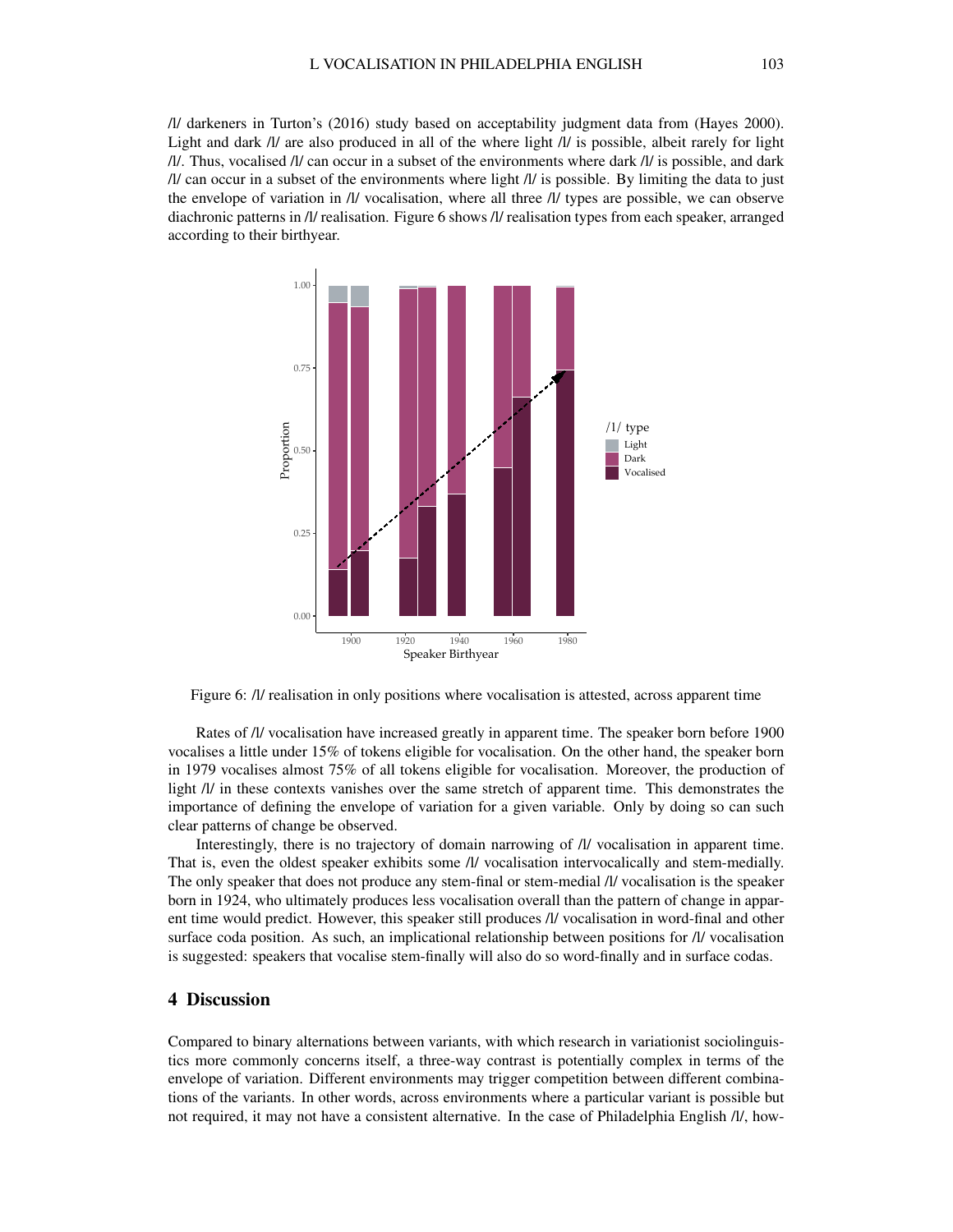/l/ darkeners in Turton's (2016) study based on acceptability judgment data from (Hayes 2000). Light and dark /l/ are also produced in all of the where light /l/ is possible, albeit rarely for light /l/. Thus, vocalised /l/ can occur in a subset of the environments where dark /l/ is possible, and dark /l/ can occur in a subset of the environments where light /l/ is possible. By limiting the data to just the envelope of variation in /l/ vocalisation, where all three /l/ types are possible, we can observe diachronic patterns in /l/ realisation. Figure 6 shows /l/ realisation types from each speaker, arranged according to their birthyear.

Figure 6: /l/ realisation in only positions where vocalisation is attested, across apparent time

Rates of /l/ vocalisation have increased greatly in apparent time. The speaker born before 1900 vocalises a little under 15% of tokens eligible for vocalisation. On the other hand, the speaker born in 1979 vocalises almost 75% of all tokens eligible for vocalisation. Moreover, the production of light /l/ in these contexts vanishes over the same stretch of apparent time. This demonstrates the importance of defining the envelope of variation for a given variable. Only by doing so can such clear patterns of change be observed.

Interestingly, there is no trajectory of domain narrowing of /l/ vocalisation in apparent time. That is, even the oldest speaker exhibits some /l/ vocalisation intervocalically and stem-medially. The only speaker that does not produce any stem-final or stem-medial /l/ vocalisation is the speaker born in 1924, who ultimately produces less vocalisation overall than the pattern of change in apparent time would predict. However, this speaker still produces /l/ vocalisation in word-final and other surface coda position. As such, an implicational relationship between positions for /l/ vocalisation is suggested: speakers that vocalise stem-finally will also do so word-finally and in surface codas.

## 4 Discussion

Compared to binary alternations between variants, with which research in variationist sociolinguistics more commonly concerns itself, a three-way contrast is potentially complex in terms of the envelope of variation. Different environments may trigger competition between different combinations of the variants. In other words, across environments where a particular variant is possible but not required, it may not have a consistent alternative. In the case of Philadelphia English /l/, how-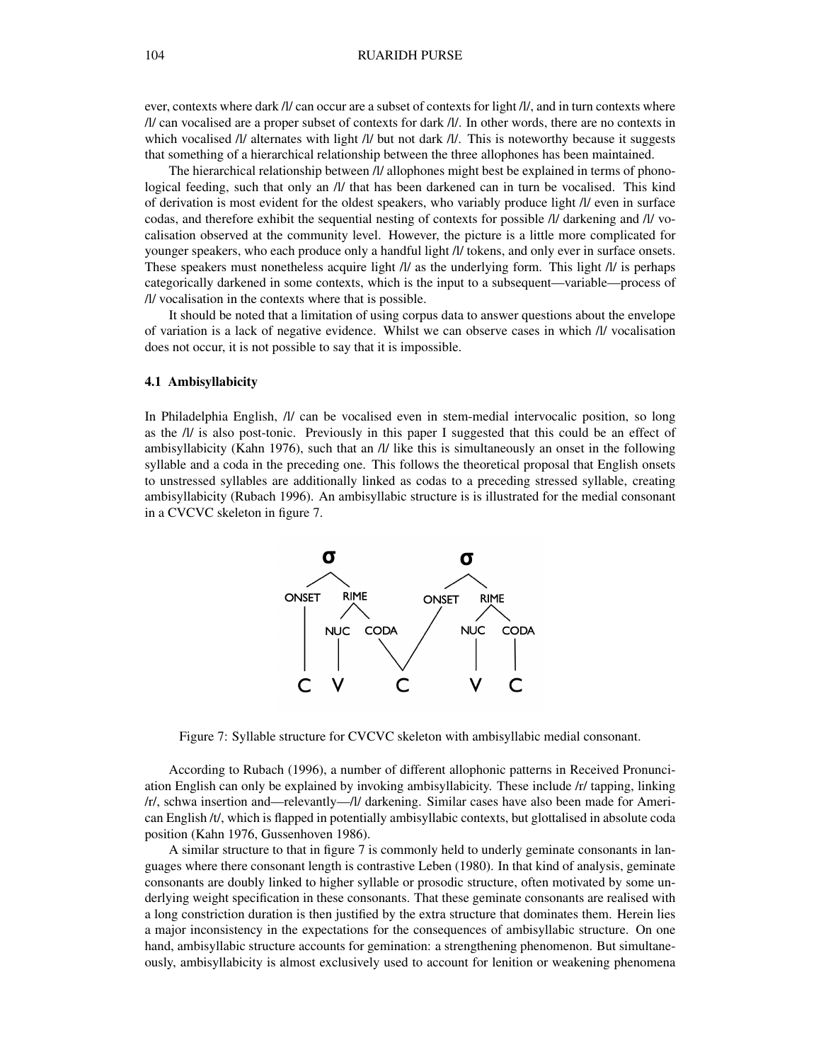ever, contexts where dark /l/ can occur are a subset of contexts for light /l/, and in turn contexts where /l/ can vocalised are a proper subset of contexts for dark /l/. In other words, there are no contexts in which vocalised /l/ alternates with light /l/ but not dark /l/. This is noteworthy because it suggests that something of a hierarchical relationship between the three allophones has been maintained.

The hierarchical relationship between /l/ allophones might best be explained in terms of phonological feeding, such that only an /l/ that has been darkened can in turn be vocalised. This kind of derivation is most evident for the oldest speakers, who variably produce light /l/ even in surface codas, and therefore exhibit the sequential nesting of contexts for possible /l/ darkening and /l/ vocalisation observed at the community level. However, the picture is a little more complicated for younger speakers, who each produce only a handful light /l/ tokens, and only ever in surface onsets. These speakers must nonetheless acquire light /l/ as the underlying form. This light /l/ is perhaps categorically darkened in some contexts, which is the input to a subsequent—variable—process of /l/ vocalisation in the contexts where that is possible.

It should be noted that a limitation of using corpus data to answer questions about the envelope of variation is a lack of negative evidence. Whilst we can observe cases in which /l/ vocalisation does not occur, it is not possible to say that it is impossible.

### 4.1 Ambisyllabicity

In Philadelphia English, /l/ can be vocalised even in stem-medial intervocalic position, so long as the /l/ is also post-tonic. Previously in this paper I suggested that this could be an effect of ambisyllabicity (Kahn 1976), such that an /l/ like this is simultaneously an onset in the following syllable and a coda in the preceding one. This follows the theoretical proposal that English onsets to unstressed syllables are additionally linked as codas to a preceding stressed syllable, creating ambisyllabicity (Rubach 1996). An ambisyllabic structure is is illustrated for the medial consonant in a CVCVC skeleton in figure 7.

Figure 7: Syllable structure for CVCVC skeleton with ambisyllabic medial consonant.

According to Rubach (1996), a number of different allophonic patterns in Received Pronunciation English can only be explained by invoking ambisyllabicity. These include /r/ tapping, linking /r/, schwa insertion and—relevantly—/l/ darkening. Similar cases have also been made for American English /t/, which is flapped in potentially ambisyllabic contexts, but glottalised in absolute coda position (Kahn 1976, Gussenhoven 1986).

A similar structure to that in figure 7 is commonly held to underly geminate consonants in languages where there consonant length is contrastive Leben (1980). In that kind of analysis, geminate consonants are doubly linked to higher syllable or prosodic structure, often motivated by some underlying weight specification in these consonants. That these geminate consonants are realised with a long constriction duration is then justified by the extra structure that dominates them. Herein lies a major inconsistency in the expectations for the consequences of ambisyllabic structure. On one hand, ambisyllabic structure accounts for gemination: a strengthening phenomenon. But simultaneously, ambisyllabicity is almost exclusively used to account for lenition or weakening phenomena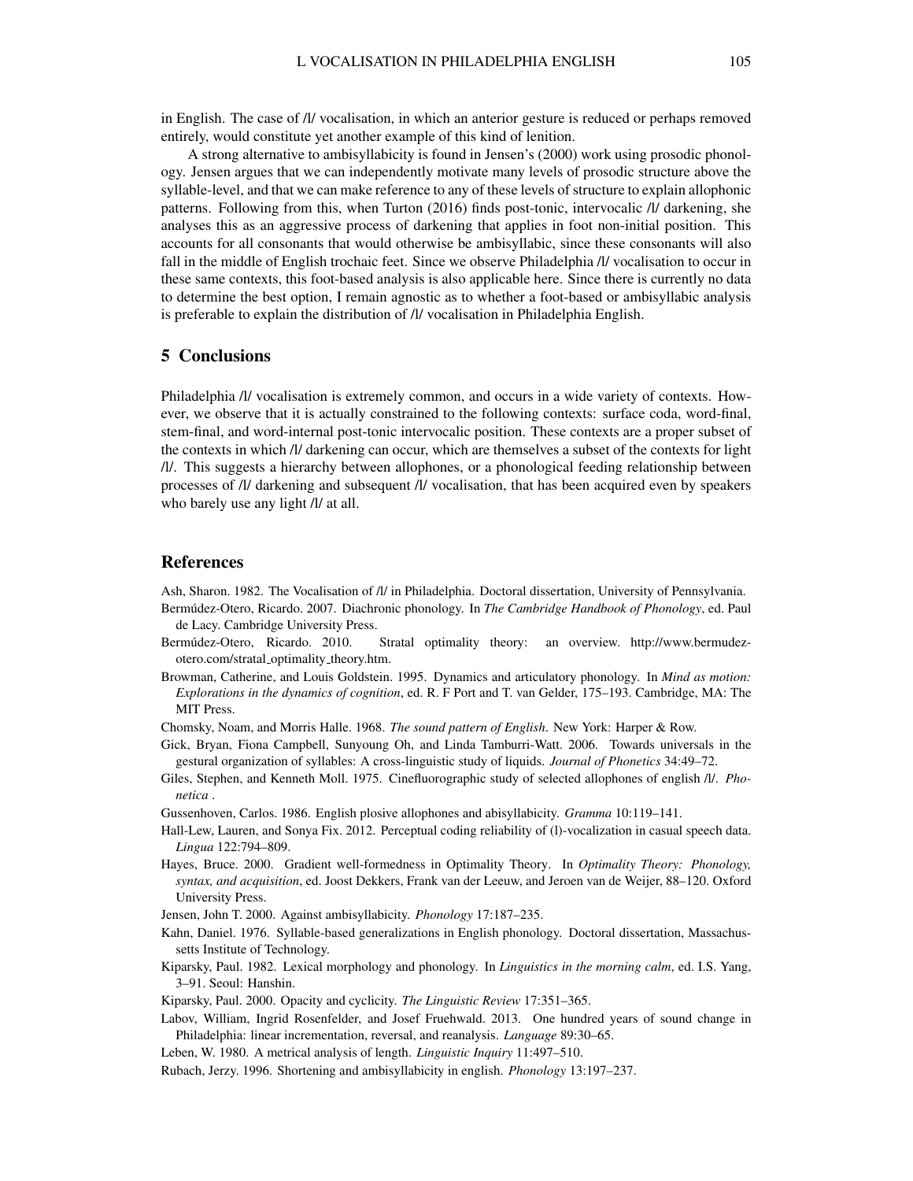in English. The case of /l/ vocalisation, in which an anterior gesture is reduced or perhaps removed entirely, would constitute yet another example of this kind of lenition.

A strong alternative to ambisyllabicity is found in Jensen's (2000) work using prosodic phonology. Jensen argues that we can independently motivate many levels of prosodic structure above the syllable-level, and that we can make reference to any of these levels of structure to explain allophonic patterns. Following from this, when Turton (2016) finds post-tonic, intervocalic /l/ darkening, she analyses this as an aggressive process of darkening that applies in foot non-initial position. This accounts for all consonants that would otherwise be ambisyllabic, since these consonants will also fall in the middle of English trochaic feet. Since we observe Philadelphia /l/ vocalisation to occur in these same contexts, this foot-based analysis is also applicable here. Since there is currently no data to determine the best option, I remain agnostic as to whether a foot-based or ambisyllabic analysis is preferable to explain the distribution of /l/ vocalisation in Philadelphia English.

## 5 Conclusions

Philadelphia /l/ vocalisation is extremely common, and occurs in a wide variety of contexts. However, we observe that it is actually constrained to the following contexts: surface coda, word-final, stem-final, and word-internal post-tonic intervocalic position. These contexts are a proper subset of the contexts in which /l/ darkening can occur, which are themselves a subset of the contexts for light /l/. This suggests a hierarchy between allophones, or a phonological feeding relationship between processes of /l/ darkening and subsequent /l/ vocalisation, that has been acquired even by speakers who barely use any light /l/ at all.

## References

Ash, Sharon. 1982. The Vocalisation of /l/ in Philadelphia. Doctoral dissertation, University of Pennsylvania.

Bermúdez-Otero, Ricardo. 2007. Diachronic phonology. In *The Cambridge Handbook of Phonology*, ed. Paul de Lacy. Cambridge University Press.

Bermúdez-Otero, Ricardo. 2010. Stratal optimality theory: an overview. http://www.bermudez-otero.com/stratal_optimality_theory.htm.

Browman, Catherine, and Louis Goldstein. 1995. Dynamics and articulatory phonology. In *Mind as motion: Explorations in the dynamics of cognition*, ed. R. F Port and T. van Gelder, 175–193. Cambridge, MA: The MIT Press.

Chomsky, Noam, and Morris Halle. 1968. *The sound pattern of English*. New York: Harper & Row.

Gick, Bryan, Fiona Campbell, Sunyoung Oh, and Linda Tamburri-Watt. 2006. Towards universals in the gestural organization of syllables: A cross-linguistic study of liquids. *Journal of Phonetics* 34:49–72.

Giles, Stephen, and Kenneth Moll. 1975. Cinefluorographic study of selected allophones of english /l/. *Phonetica* .

Gussenhoven, Carlos. 1986. English plosive allophones and abisyllabicity. *Gramma* 10:119–141.

Hall-Lew, Lauren, and Sonya Fix. 2012. Perceptual coding reliability of (l)-vocalization in casual speech data. *Lingua* 122:794–809.

Hayes, Bruce. 2000. Gradient well-formedness in Optimality Theory. In *Optimality Theory: Phonology, syntax, and acquisition*, ed. Joost Dekkers, Frank van der Leeuw, and Jeroen van de Weijer, 88–120. Oxford University Press.

Jensen, John T. 2000. Against ambisyllabicity. *Phonology* 17:187–235.

Kahn, Daniel. 1976. Syllable-based generalizations in English phonology. Doctoral dissertation, Massachussetts Institute of Technology.

Kiparsky, Paul. 1982. Lexical morphology and phonology. In *Linguistics in the morning calm*, ed. I.S. Yang, 3–91. Seoul: Hanshin.

Kiparsky, Paul. 2000. Opacity and cyclicity. *The Linguistic Review* 17:351–365.

Labov, William, Ingrid Rosenfelder, and Josef Fruehwald. 2013. One hundred years of sound change in Philadelphia: linear incrementation, reversal, and reanalysis. *Language* 89:30–65.

Leben, W. 1980. A metrical analysis of length. *Linguistic Inquiry* 11:497–510.

Rubach, Jerzy. 1996. Shortening and ambisyllabicity in english. *Phonology* 13:197–237.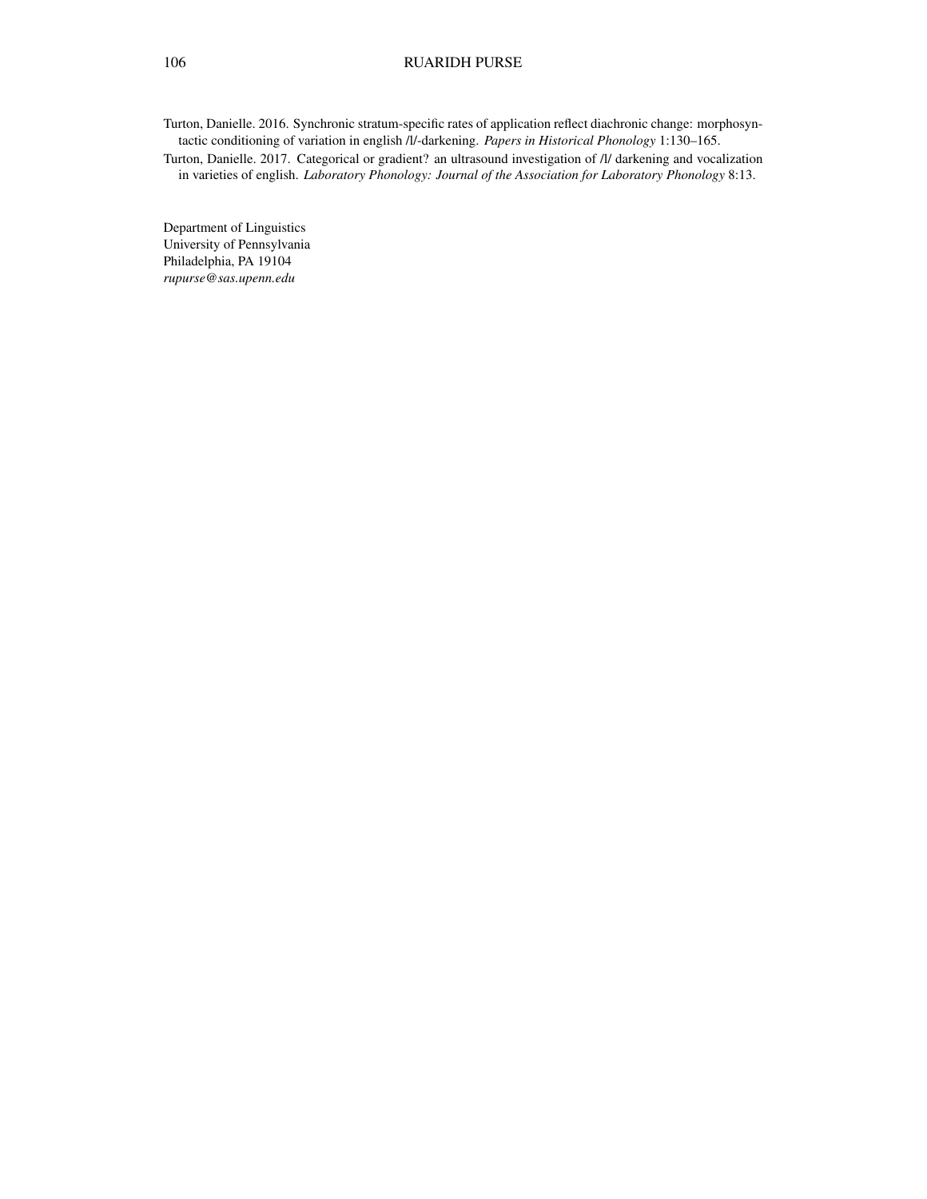Turton, Danielle. 2016. Synchronic stratum-specific rates of application reflect diachronic change: morphosyntactic conditioning of variation in english /l/-darkening. *Papers in Historical Phonology* 1:130–165.

Turton, Danielle. 2017. Categorical or gradient? an ultrasound investigation of /l/ darkening and vocalization in varieties of english. *Laboratory Phonology: Journal of the Association for Laboratory Phonology* 8:13.

Department of Linguistics
University of Pennsylvania
Philadelphia, PA 19104
*rupurse@sas.upenn.edu*